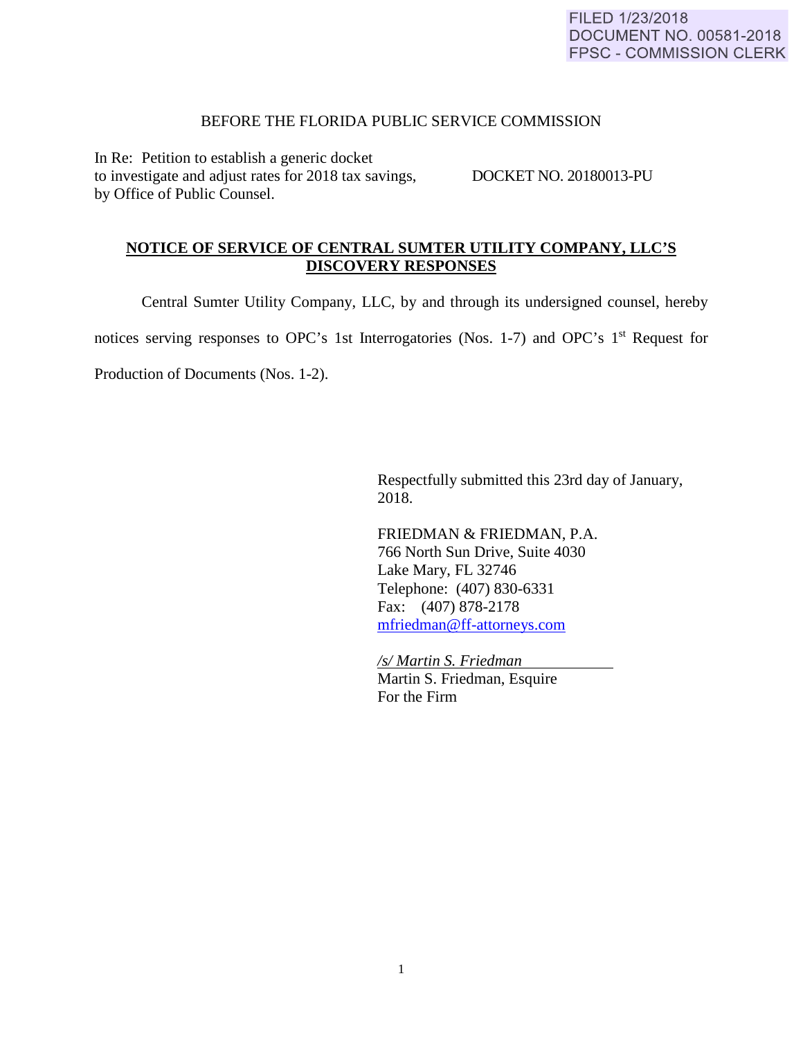FILED 1/23/2018
DOCUMENT NO. 00581-2018
FPSC - COMMISSION CLERK

BEFORE THE FLORIDA PUBLIC SERVICE COMMISSION

In Re: Petition to establish a generic docket to investigate and adjust rates for 2018 tax savings, by Office of Public Counsel.

DOCKET NO. 20180013-PU

## NOTICE OF SERVICE OF CENTRAL SUMTER UTILITY COMPANY, LLC'S DISCOVERY RESPONSES

Central Sumter Utility Company, LLC, by and through its undersigned counsel, hereby notices serving responses to OPC's 1st Interrogatories (Nos. 1-7) and OPC's 1st Request for Production of Documents (Nos. 1-2).

Respectfully submitted this 23rd day of January, 2018.

FRIEDMAN & FRIEDMAN, P.A.
766 North Sun Drive, Suite 4030
Lake Mary, FL 32746
Telephone: (407) 830-6331
Fax: (407) 878-2178
mfriedman@ff-attorneys.com

*/s/ Martin S. Friedman*
Martin S. Friedman, Esquire
For the Firm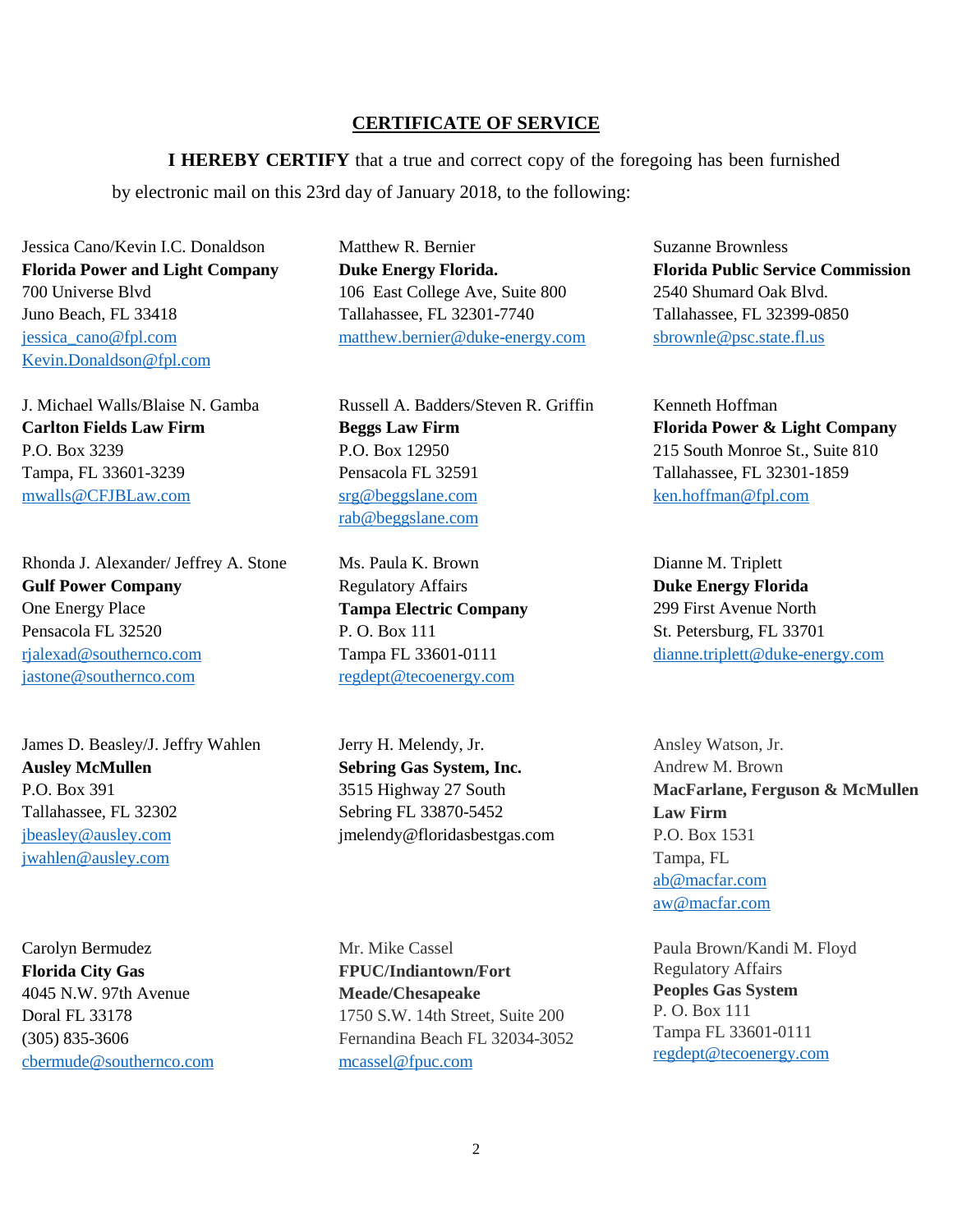## CERTIFICATE OF SERVICE

**I HEREBY CERTIFY** that a true and correct copy of the foregoing has been furnished by electronic mail on this 23rd day of January 2018, to the following:

Jessica Cano/Kevin I.C. Donaldson
**Florida Power and Light Company**
700 Universe Blvd
Juno Beach, FL 33418
jessica_cano@fpl.com
Kevin.Donaldson@fpl.com

Matthew R. Bernier
**Duke Energy Florida.**
106 East College Ave, Suite 800
Tallahassee, FL 32301-7740
matthew.bernier@duke-energy.com

Suzanne Brownless
**Florida Public Service Commission**
2540 Shumard Oak Blvd.
Tallahassee, FL 32399-0850
sbrownle@psc.state.fl.us

J. Michael Walls/Blaise N. Gamba
**Carlton Fields Law Firm**
P.O. Box 3239
Tampa, FL 33601-3239
mwalls@CFJBLaw.com

Russell A. Badders/Steven R. Griffin
**Beggs Law Firm**
P.O. Box 12950
Pensacola FL 32591
srg@beggslane.com
rab@beggslane.com

Kenneth Hoffman
**Florida Power & Light Company**
215 South Monroe St., Suite 810
Tallahassee, FL 32301-1859
ken.hoffman@fpl.com

Rhonda J. Alexander/ Jeffrey A. Stone
**Gulf Power Company**
One Energy Place
Pensacola FL 32520
rjalexad@southernco.com
jastone@southernco.com

Ms. Paula K. Brown
Regulatory Affairs
**Tampa Electric Company**
P. O. Box 111
Tampa FL 33601-0111
regdept@tecoenergy.com

Dianne M. Triplett
**Duke Energy Florida**
299 First Avenue North
St. Petersburg, FL 33701
dianne.triplett@duke-energy.com

James D. Beasley/J. Jeffry Wahlen
**Ausley McMullen**
P.O. Box 391
Tallahassee, FL 32302
jbeasley@ausley.com
jwahlen@ausley.com

Jerry H. Melendy, Jr.
**Sebring Gas System, Inc.**
3515 Highway 27 South
Sebring FL 33870-5452
jmelendy@floridasbestgas.com

Ansley Watson, Jr.
Andrew M. Brown
**MacFarlane, Ferguson & McMullen Law Firm**
P.O. Box 1531
Tampa, FL
ab@macfar.com
aw@macfar.com

Carolyn Bermudez
**Florida City Gas**
4045 N.W. 97th Avenue
Doral FL 33178
(305) 835-3606
cbermude@southernco.com

Mr. Mike Cassel
**FPUC/Indiantown/Fort Meade/Chesapeake**
1750 S.W. 14th Street, Suite 200
Fernandina Beach FL 32034-3052
mcassel@fpuc.com

Paula Brown/Kandi M. Floyd
Regulatory Affairs
**Peoples Gas System**
P. O. Box 111
Tampa FL 33601-0111
regdept@tecoenergy.com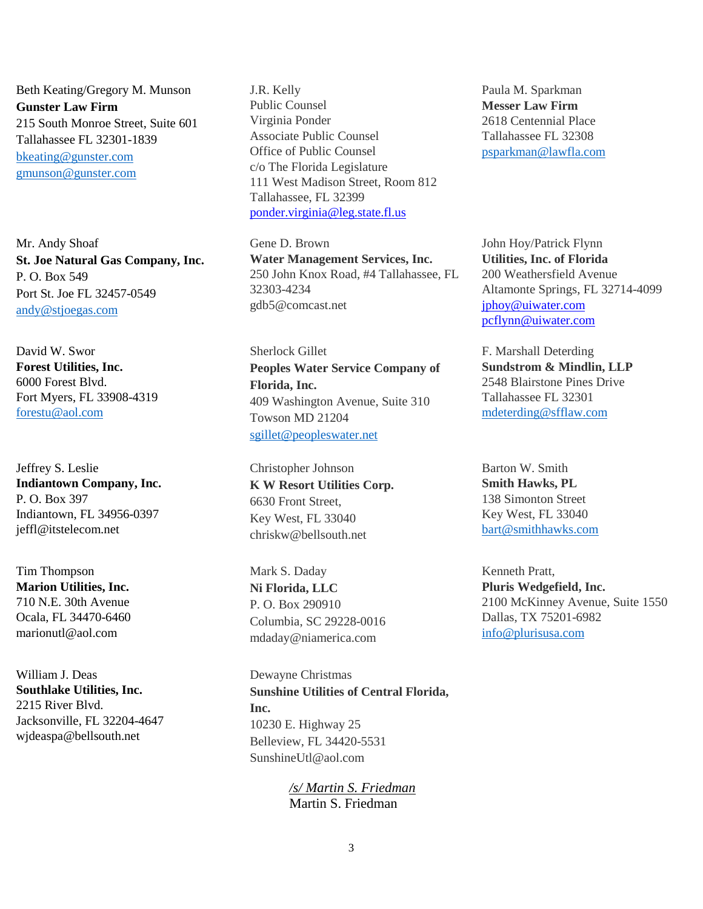Beth Keating/Gregory M. Munson
**Gunster Law Firm**
215 South Monroe Street, Suite 601
Tallahassee FL 32301-1839
bkeating@gunster.com
gmunson@gunster.com

J.R. Kelly
Public Counsel
Virginia Ponder
Associate Public Counsel
Office of Public Counsel
c/o The Florida Legislature
111 West Madison Street, Room 812
Tallahassee, FL 32399
ponder.virginia@leg.state.fl.us

Paula M. Sparkman
**Messer Law Firm**
2618 Centennial Place
Tallahassee FL 32308
psparkman@lawfla.com

Mr. Andy Shoaf
**St. Joe Natural Gas Company, Inc.**
P. O. Box 549
Port St. Joe FL 32457-0549
andy@stjoegas.com

Gene D. Brown
**Water Management Services, Inc.**
250 John Knox Road, #4 Tallahassee, FL 32303-4234
gdb5@comcast.net

John Hoy/Patrick Flynn
**Utilities, Inc. of Florida**
200 Weathersfield Avenue
Altamonte Springs, FL 32714-4099
jphoy@uiwater.com
pcflynn@uiwater.com

David W. Swor
**Forest Utilities, Inc.**
6000 Forest Blvd.
Fort Myers, FL 33908-4319
forestu@aol.com

Sherlock Gillet
**Peoples Water Service Company of Florida, Inc.**
409 Washington Avenue, Suite 310
Towson MD 21204
sgillet@peopleswater.net

F. Marshall Deterding
**Sundstrom & Mindlin, LLP**
2548 Blairstone Pines Drive
Tallahassee FL 32301
mdeterding@sfflaw.com

Jeffrey S. Leslie
**Indiantown Company, Inc.**
P. O. Box 397
Indiantown, FL 34956-0397
jeffl@itstelecom.net

Christopher Johnson
**K W Resort Utilities Corp.**
6630 Front Street,
Key West, FL 33040
chriskw@bellsouth.net

Barton W. Smith
**Smith Hawks, PL**
138 Simonton Street
Key West, FL 33040
bart@smithhawks.com

Tim Thompson
**Marion Utilities, Inc.**
710 N.E. 30th Avenue
Ocala, FL 34470-6460
marionutl@aol.com

Mark S. Daday
**Ni Florida, LLC**
P. O. Box 290910
Columbia, SC 29228-0016
mdaday@niamerica.com

Kenneth Pratt,
**Pluris Wedgefield, Inc.**
2100 McKinney Avenue, Suite 1550
Dallas, TX 75201-6982
info@plurisusa.com

William J. Deas
**Southlake Utilities, Inc.**
2215 River Blvd.
Jacksonville, FL 32204-4647
wjdeaspa@bellsouth.net

Dewayne Christmas
**Sunshine Utilities of Central Florida, Inc.**
10230 E. Highway 25
Belleview, FL 34420-5531
SunshineUtl@aol.com

*/s/ Martin S. Friedman*
Martin S. Friedman